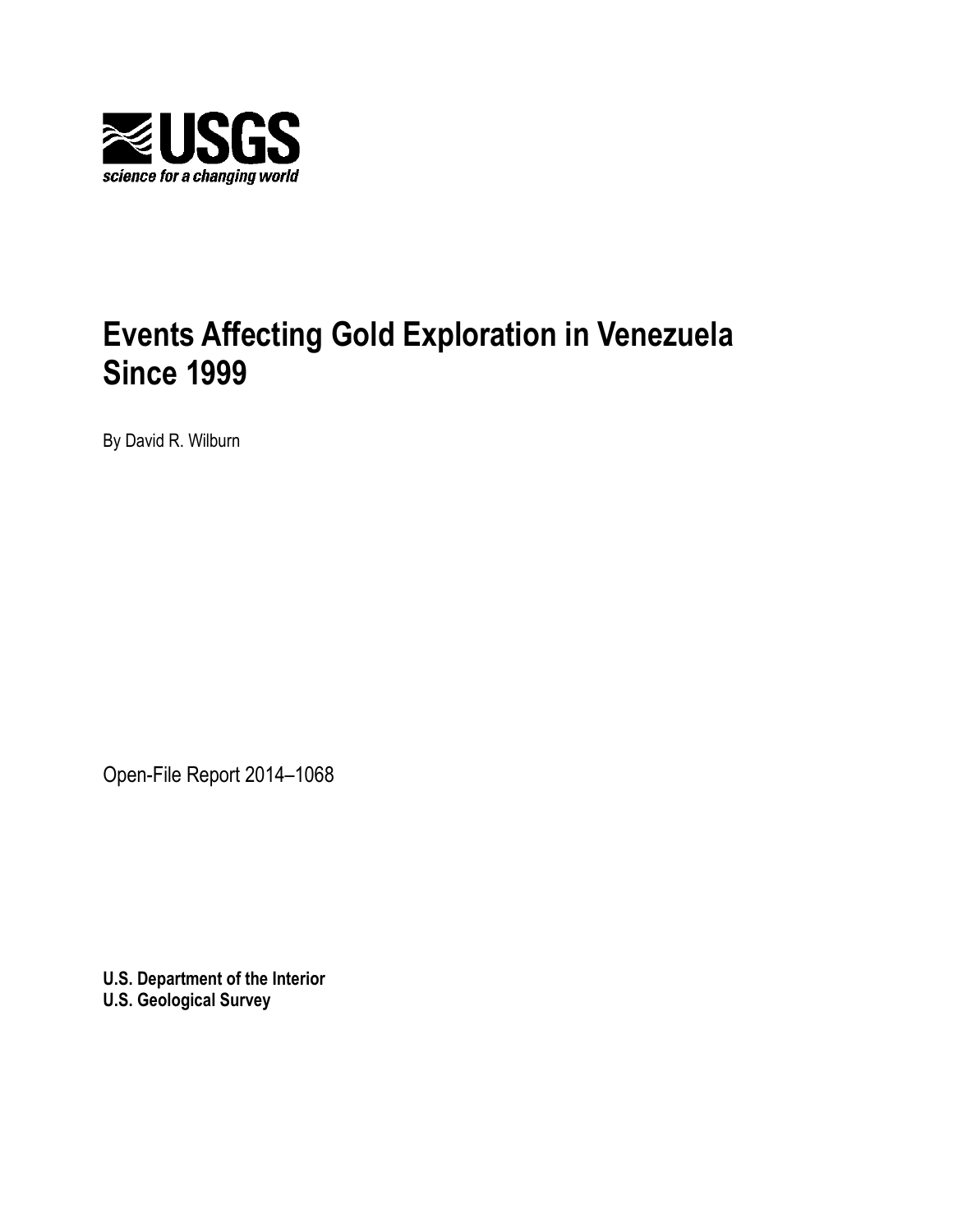USGS

*science for a changing world*

# Events Affecting Gold Exploration in Venezuela Since 1999

By David R. Wilburn

Open-File Report 2014–1068

**U.S. Department of the Interior**
**U.S. Geological Survey**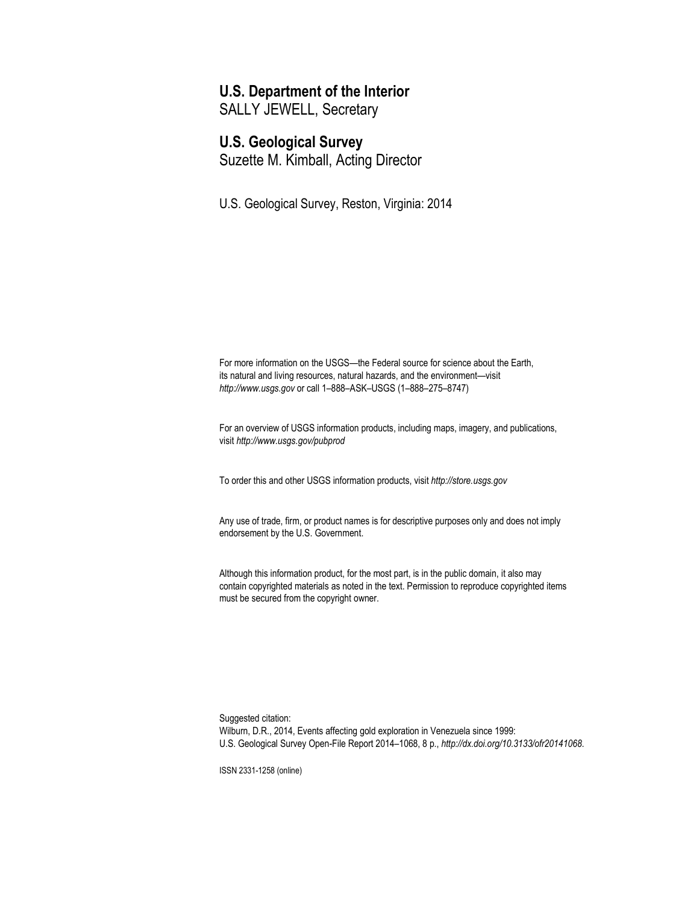**U.S. Department of the Interior**
SALLY JEWELL, Secretary

**U.S. Geological Survey**
Suzette M. Kimball, Acting Director

U.S. Geological Survey, Reston, Virginia: 2014

For more information on the USGS—the Federal source for science about the Earth, its natural and living resources, natural hazards, and the environment—visit *http://www.usgs.gov* or call 1–888–ASK–USGS (1–888–275–8747)

For an overview of USGS information products, including maps, imagery, and publications, visit *http://www.usgs.gov/pubprod*

To order this and other USGS information products, visit *http://store.usgs.gov*

Any use of trade, firm, or product names is for descriptive purposes only and does not imply endorsement by the U.S. Government.

Although this information product, for the most part, is in the public domain, it also may contain copyrighted materials as noted in the text. Permission to reproduce copyrighted items must be secured from the copyright owner.

Suggested citation:
Wilburn, D.R., 2014, Events affecting gold exploration in Venezuela since 1999: U.S. Geological Survey Open-File Report 2014–1068, 8 p., *http://dx.doi.org/10.3133/ofr20141068.*

ISSN 2331-1258 (online)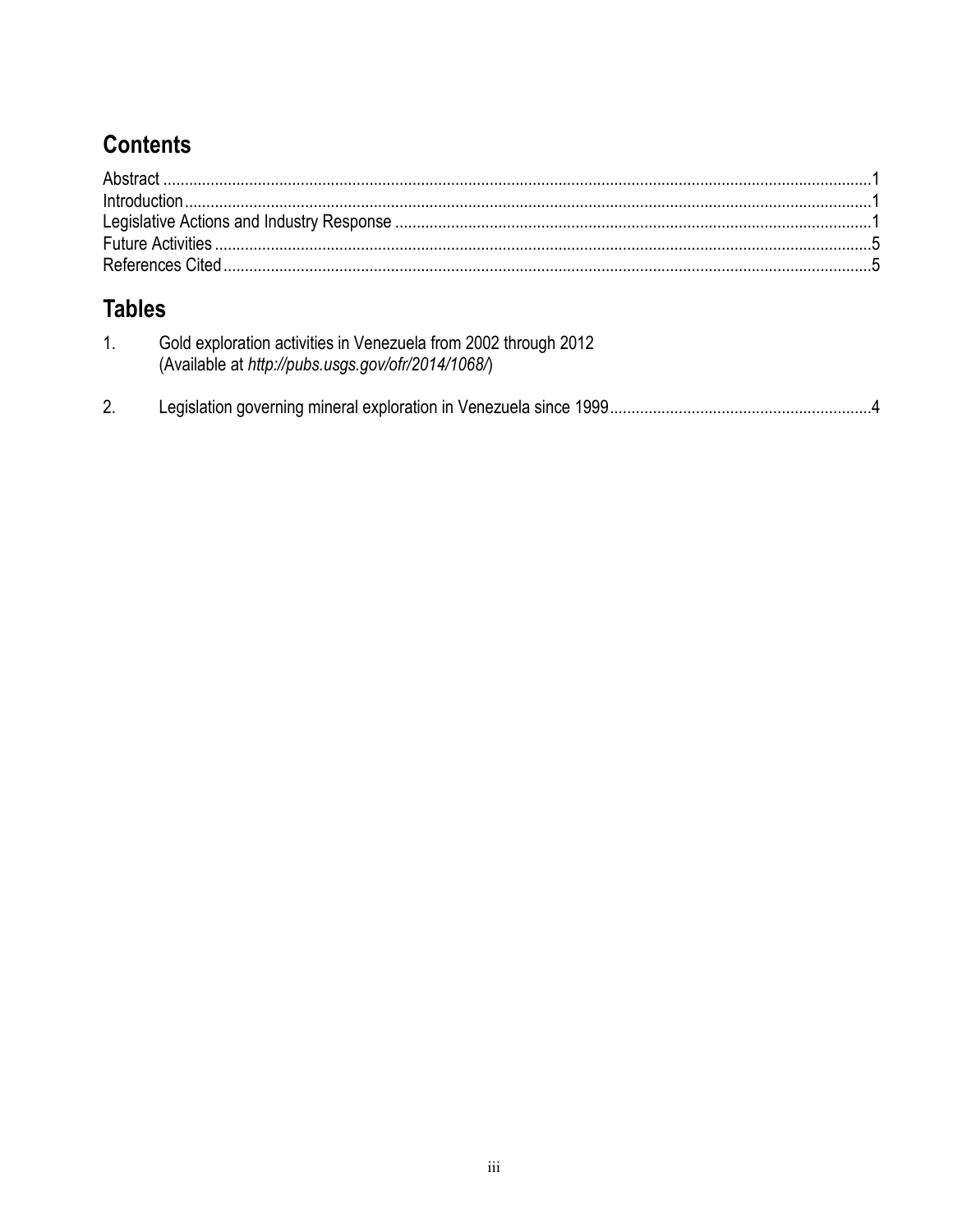## Contents

Abstract ..........1
Introduction..........1
Legislative Actions and Industry Response ..........1
Future Activities ..........5
References Cited..........5

## Tables

1. Gold exploration activities in Venezuela from 2002 through 2012 (Available at *http://pubs.usgs.gov/ofr/2014/1068/*)
2. Legislation governing mineral exploration in Venezuela since 1999..........4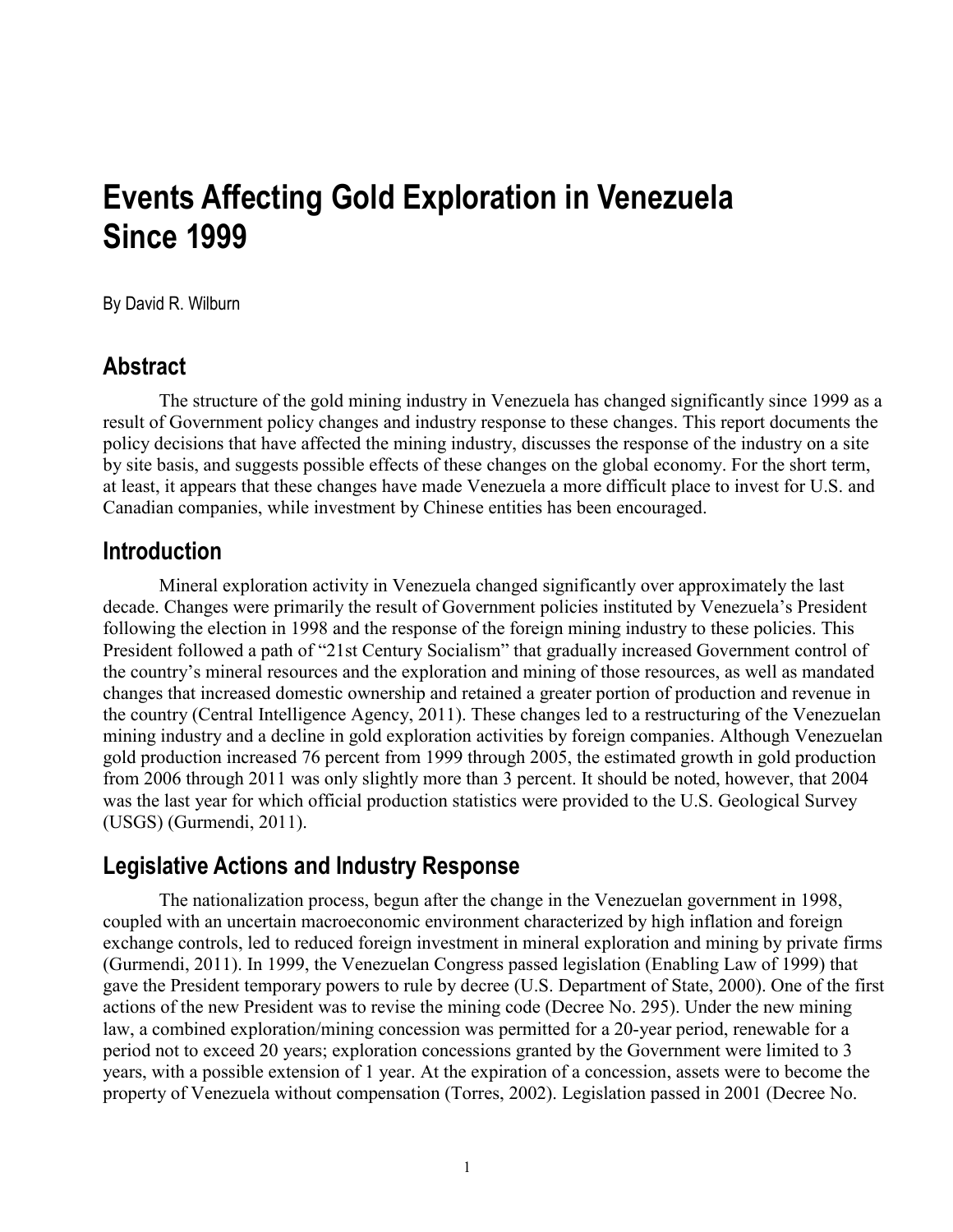# Events Affecting Gold Exploration in Venezuela Since 1999

By David R. Wilburn

## Abstract

The structure of the gold mining industry in Venezuela has changed significantly since 1999 as a result of Government policy changes and industry response to these changes. This report documents the policy decisions that have affected the mining industry, discusses the response of the industry on a site by site basis, and suggests possible effects of these changes on the global economy. For the short term, at least, it appears that these changes have made Venezuela a more difficult place to invest for U.S. and Canadian companies, while investment by Chinese entities has been encouraged.

## Introduction

Mineral exploration activity in Venezuela changed significantly over approximately the last decade. Changes were primarily the result of Government policies instituted by Venezuela's President following the election in 1998 and the response of the foreign mining industry to these policies. This President followed a path of "21st Century Socialism" that gradually increased Government control of the country's mineral resources and the exploration and mining of those resources, as well as mandated changes that increased domestic ownership and retained a greater portion of production and revenue in the country (Central Intelligence Agency, 2011). These changes led to a restructuring of the Venezuelan mining industry and a decline in gold exploration activities by foreign companies. Although Venezuelan gold production increased 76 percent from 1999 through 2005, the estimated growth in gold production from 2006 through 2011 was only slightly more than 3 percent. It should be noted, however, that 2004 was the last year for which official production statistics were provided to the U.S. Geological Survey (USGS) (Gurmendi, 2011).

## Legislative Actions and Industry Response

The nationalization process, begun after the change in the Venezuelan government in 1998, coupled with an uncertain macroeconomic environment characterized by high inflation and foreign exchange controls, led to reduced foreign investment in mineral exploration and mining by private firms (Gurmendi, 2011). In 1999, the Venezuelan Congress passed legislation (Enabling Law of 1999) that gave the President temporary powers to rule by decree (U.S. Department of State, 2000). One of the first actions of the new President was to revise the mining code (Decree No. 295). Under the new mining law, a combined exploration/mining concession was permitted for a 20-year period, renewable for a period not to exceed 20 years; exploration concessions granted by the Government were limited to 3 years, with a possible extension of 1 year. At the expiration of a concession, assets were to become the property of Venezuela without compensation (Torres, 2002). Legislation passed in 2001 (Decree No.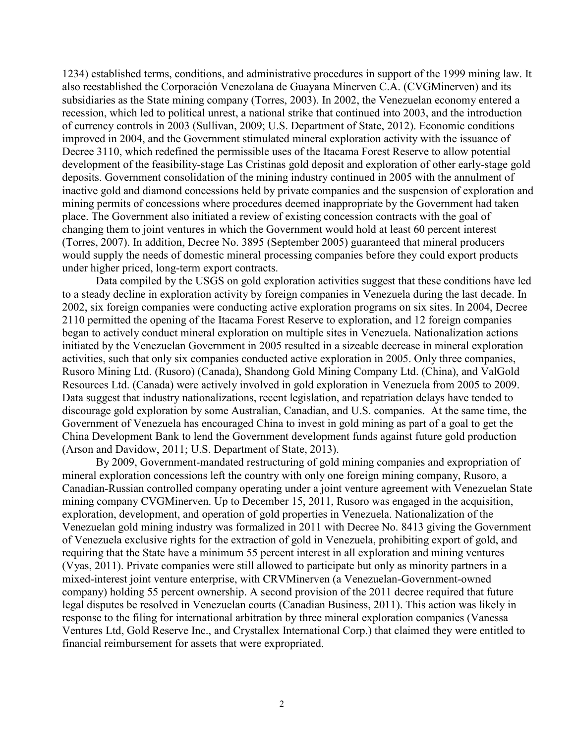1234) established terms, conditions, and administrative procedures in support of the 1999 mining law. It also reestablished the Corporación Venezolana de Guayana Minerven C.A. (CVGMinerven) and its subsidiaries as the State mining company (Torres, 2003). In 2002, the Venezuelan economy entered a recession, which led to political unrest, a national strike that continued into 2003, and the introduction of currency controls in 2003 (Sullivan, 2009; U.S. Department of State, 2012). Economic conditions improved in 2004, and the Government stimulated mineral exploration activity with the issuance of Decree 3110, which redefined the permissible uses of the Itacama Forest Reserve to allow potential development of the feasibility-stage Las Cristinas gold deposit and exploration of other early-stage gold deposits. Government consolidation of the mining industry continued in 2005 with the annulment of inactive gold and diamond concessions held by private companies and the suspension of exploration and mining permits of concessions where procedures deemed inappropriate by the Government had taken place. The Government also initiated a review of existing concession contracts with the goal of changing them to joint ventures in which the Government would hold at least 60 percent interest (Torres, 2007). In addition, Decree No. 3895 (September 2005) guaranteed that mineral producers would supply the needs of domestic mineral processing companies before they could export products under higher priced, long-term export contracts.

Data compiled by the USGS on gold exploration activities suggest that these conditions have led to a steady decline in exploration activity by foreign companies in Venezuela during the last decade. In 2002, six foreign companies were conducting active exploration programs on six sites. In 2004, Decree 2110 permitted the opening of the Itacama Forest Reserve to exploration, and 12 foreign companies began to actively conduct mineral exploration on multiple sites in Venezuela. Nationalization actions initiated by the Venezuelan Government in 2005 resulted in a sizeable decrease in mineral exploration activities, such that only six companies conducted active exploration in 2005. Only three companies, Rusoro Mining Ltd. (Rusoro) (Canada), Shandong Gold Mining Company Ltd. (China), and ValGold Resources Ltd. (Canada) were actively involved in gold exploration in Venezuela from 2005 to 2009. Data suggest that industry nationalizations, recent legislation, and repatriation delays have tended to discourage gold exploration by some Australian, Canadian, and U.S. companies. At the same time, the Government of Venezuela has encouraged China to invest in gold mining as part of a goal to get the China Development Bank to lend the Government development funds against future gold production (Arson and Davidow, 2011; U.S. Department of State, 2013).

By 2009, Government-mandated restructuring of gold mining companies and expropriation of mineral exploration concessions left the country with only one foreign mining company, Rusoro, a Canadian-Russian controlled company operating under a joint venture agreement with Venezuelan State mining company CVGMinerven. Up to December 15, 2011, Rusoro was engaged in the acquisition, exploration, development, and operation of gold properties in Venezuela. Nationalization of the Venezuelan gold mining industry was formalized in 2011 with Decree No. 8413 giving the Government of Venezuela exclusive rights for the extraction of gold in Venezuela, prohibiting export of gold, and requiring that the State have a minimum 55 percent interest in all exploration and mining ventures (Vyas, 2011). Private companies were still allowed to participate but only as minority partners in a mixed-interest joint venture enterprise, with CRVMinerven (a Venezuelan-Government-owned company) holding 55 percent ownership. A second provision of the 2011 decree required that future legal disputes be resolved in Venezuelan courts (Canadian Business, 2011). This action was likely in response to the filing for international arbitration by three mineral exploration companies (Vanessa Ventures Ltd, Gold Reserve Inc., and Crystallex International Corp.) that claimed they were entitled to financial reimbursement for assets that were expropriated.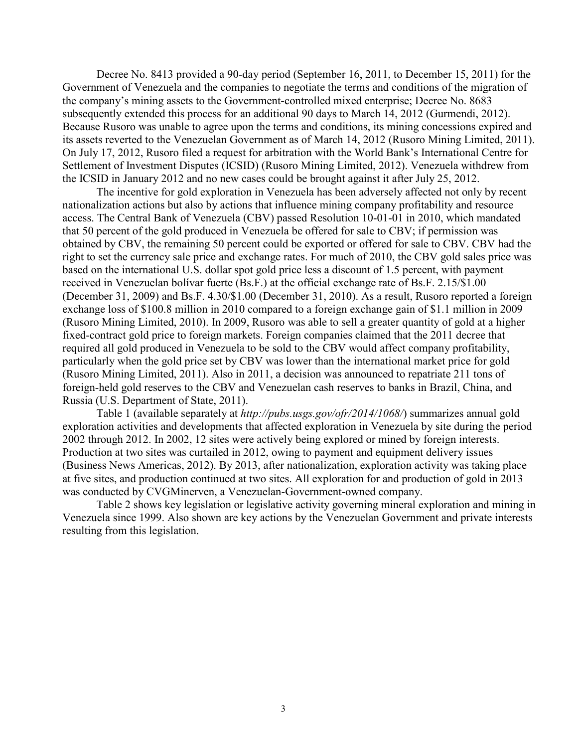Decree No. 8413 provided a 90-day period (September 16, 2011, to December 15, 2011) for the Government of Venezuela and the companies to negotiate the terms and conditions of the migration of the company's mining assets to the Government-controlled mixed enterprise; Decree No. 8683 subsequently extended this process for an additional 90 days to March 14, 2012 (Gurmendi, 2012). Because Rusoro was unable to agree upon the terms and conditions, its mining concessions expired and its assets reverted to the Venezuelan Government as of March 14, 2012 (Rusoro Mining Limited, 2011). On July 17, 2012, Rusoro filed a request for arbitration with the World Bank's International Centre for Settlement of Investment Disputes (ICSID) (Rusoro Mining Limited, 2012). Venezuela withdrew from the ICSID in January 2012 and no new cases could be brought against it after July 25, 2012.

The incentive for gold exploration in Venezuela has been adversely affected not only by recent nationalization actions but also by actions that influence mining company profitability and resource access. The Central Bank of Venezuela (CBV) passed Resolution 10-01-01 in 2010, which mandated that 50 percent of the gold produced in Venezuela be offered for sale to CBV; if permission was obtained by CBV, the remaining 50 percent could be exported or offered for sale to CBV. CBV had the right to set the currency sale price and exchange rates. For much of 2010, the CBV gold sales price was based on the international U.S. dollar spot gold price less a discount of 1.5 percent, with payment received in Venezuelan bolívar fuerte (Bs.F.) at the official exchange rate of Bs.F. 2.15/$1.00 (December 31, 2009) and Bs.F. 4.30/$1.00 (December 31, 2010). As a result, Rusoro reported a foreign exchange loss of $100.8 million in 2010 compared to a foreign exchange gain of $1.1 million in 2009 (Rusoro Mining Limited, 2010). In 2009, Rusoro was able to sell a greater quantity of gold at a higher fixed-contract gold price to foreign markets. Foreign companies claimed that the 2011 decree that required all gold produced in Venezuela to be sold to the CBV would affect company profitability, particularly when the gold price set by CBV was lower than the international market price for gold (Rusoro Mining Limited, 2011). Also in 2011, a decision was announced to repatriate 211 tons of foreign-held gold reserves to the CBV and Venezuelan cash reserves to banks in Brazil, China, and Russia (U.S. Department of State, 2011).

Table 1 (available separately at *http://pubs.usgs.gov/ofr/2014/1068/*) summarizes annual gold exploration activities and developments that affected exploration in Venezuela by site during the period 2002 through 2012. In 2002, 12 sites were actively being explored or mined by foreign interests. Production at two sites was curtailed in 2012, owing to payment and equipment delivery issues (Business News Americas, 2012). By 2013, after nationalization, exploration activity was taking place at five sites, and production continued at two sites. All exploration for and production of gold in 2013 was conducted by CVGMinerven, a Venezuelan-Government-owned company.

Table 2 shows key legislation or legislative activity governing mineral exploration and mining in Venezuela since 1999. Also shown are key actions by the Venezuelan Government and private interests resulting from this legislation.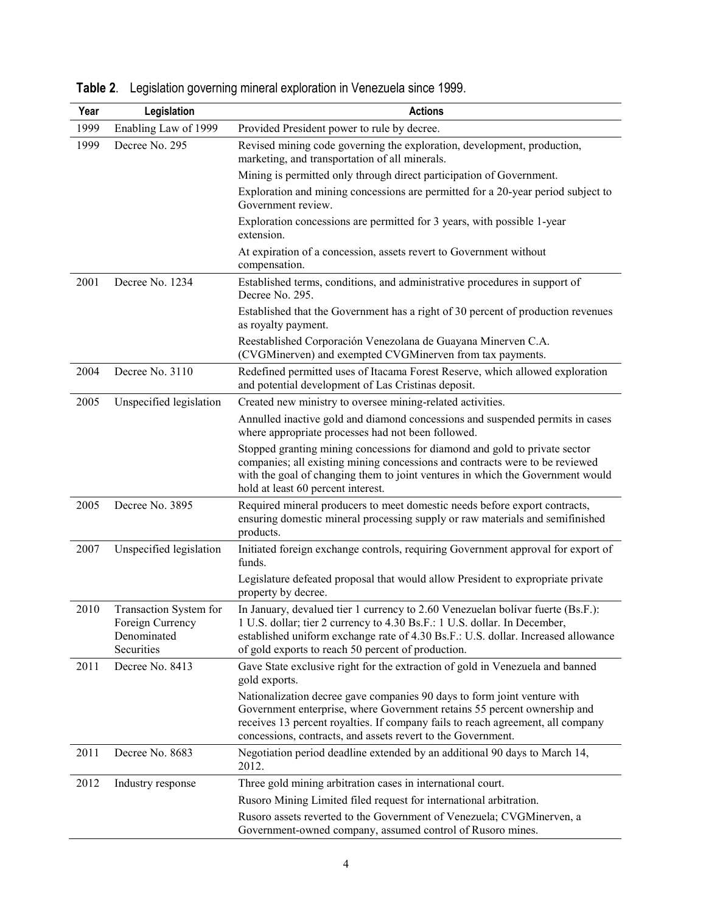**Table 2**. Legislation governing mineral exploration in Venezuela since 1999.

| Year | Legislation | Actions |
|---|---|---|
| 1999 | Enabling Law of 1999 | Provided President power to rule by decree. |
| 1999 | Decree No. 295 | Revised mining code governing the exploration, development, production, marketing, and transportation of all minerals. |
| | | Mining is permitted only through direct participation of Government. |
| | | Exploration and mining concessions are permitted for a 20-year period subject to Government review. |
| | | Exploration concessions are permitted for 3 years, with possible 1-year extension. |
| | | At expiration of a concession, assets revert to Government without compensation. |
| 2001 | Decree No. 1234 | Established terms, conditions, and administrative procedures in support of Decree No. 295. |
| | | Established that the Government has a right of 30 percent of production revenues as royalty payment. |
| | | Reestablished Corporación Venezolana de Guayana Minerven C.A. (CVGMinerven) and exempted CVGMinerven from tax payments. |
| 2004 | Decree No. 3110 | Redefined permitted uses of Itacama Forest Reserve, which allowed exploration and potential development of Las Cristinas deposit. |
| 2005 | Unspecified legislation | Created new ministry to oversee mining-related activities. |
| | | Annulled inactive gold and diamond concessions and suspended permits in cases where appropriate processes had not been followed. |
| | | Stopped granting mining concessions for diamond and gold to private sector companies; all existing mining concessions and contracts were to be reviewed with the goal of changing them to joint ventures in which the Government would hold at least 60 percent interest. |
| 2005 | Decree No. 3895 | Required mineral producers to meet domestic needs before export contracts, ensuring domestic mineral processing supply or raw materials and semifinished products. |
| 2007 | Unspecified legislation | Initiated foreign exchange controls, requiring Government approval for export of funds. |
| | | Legislature defeated proposal that would allow President to expropriate private property by decree. |
| 2010 | Transaction System for Foreign Currency Denominated Securities | In January, devalued tier 1 currency to 2.60 Venezuelan bolívar fuerte (Bs.F.): 1 U.S. dollar; tier 2 currency to 4.30 Bs.F.: 1 U.S. dollar. In December, established uniform exchange rate of 4.30 Bs.F.: U.S. dollar. Increased allowance of gold exports to reach 50 percent of production. |
| 2011 | Decree No. 8413 | Gave State exclusive right for the extraction of gold in Venezuela and banned gold exports. |
| | | Nationalization decree gave companies 90 days to form joint venture with Government enterprise, where Government retains 55 percent ownership and receives 13 percent royalties. If company fails to reach agreement, all company concessions, contracts, and assets revert to the Government. |
| 2011 | Decree No. 8683 | Negotiation period deadline extended by an additional 90 days to March 14, 2012. |
| 2012 | Industry response | Three gold mining arbitration cases in international court. |
| | | Rusoro Mining Limited filed request for international arbitration. |
| | | Rusoro assets reverted to the Government of Venezuela; CVGMinerven, a Government-owned company, assumed control of Rusoro mines. |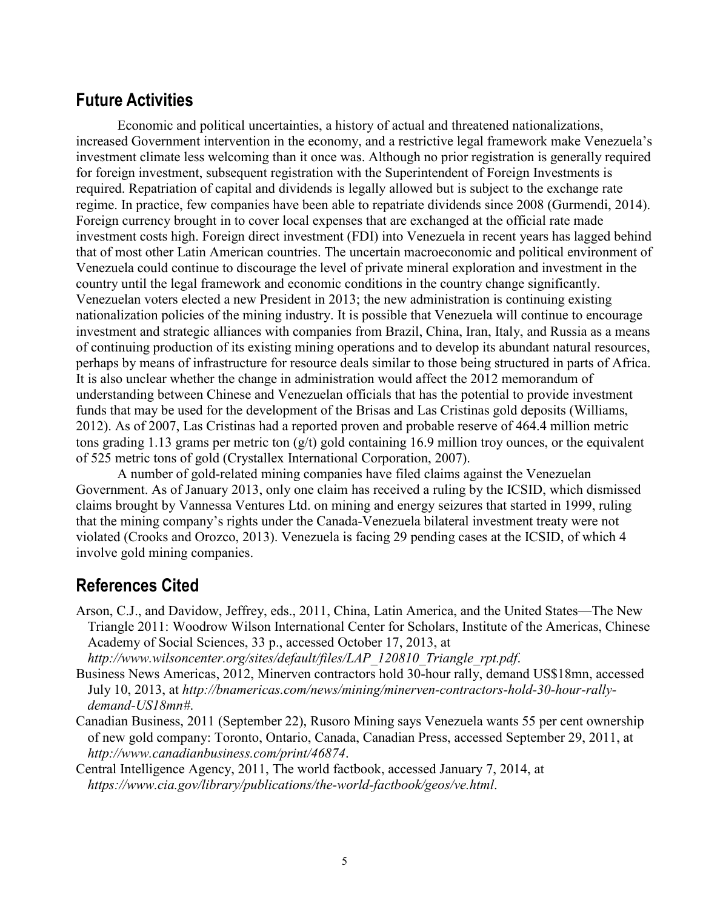## Future Activities

Economic and political uncertainties, a history of actual and threatened nationalizations, increased Government intervention in the economy, and a restrictive legal framework make Venezuela's investment climate less welcoming than it once was. Although no prior registration is generally required for foreign investment, subsequent registration with the Superintendent of Foreign Investments is required. Repatriation of capital and dividends is legally allowed but is subject to the exchange rate regime. In practice, few companies have been able to repatriate dividends since 2008 (Gurmendi, 2014). Foreign currency brought in to cover local expenses that are exchanged at the official rate made investment costs high. Foreign direct investment (FDI) into Venezuela in recent years has lagged behind that of most other Latin American countries. The uncertain macroeconomic and political environment of Venezuela could continue to discourage the level of private mineral exploration and investment in the country until the legal framework and economic conditions in the country change significantly. Venezuelan voters elected a new President in 2013; the new administration is continuing existing nationalization policies of the mining industry. It is possible that Venezuela will continue to encourage investment and strategic alliances with companies from Brazil, China, Iran, Italy, and Russia as a means of continuing production of its existing mining operations and to develop its abundant natural resources, perhaps by means of infrastructure for resource deals similar to those being structured in parts of Africa. It is also unclear whether the change in administration would affect the 2012 memorandum of understanding between Chinese and Venezuelan officials that has the potential to provide investment funds that may be used for the development of the Brisas and Las Cristinas gold deposits (Williams, 2012). As of 2007, Las Cristinas had a reported proven and probable reserve of 464.4 million metric tons grading 1.13 grams per metric ton (g/t) gold containing 16.9 million troy ounces, or the equivalent of 525 metric tons of gold (Crystallex International Corporation, 2007).

A number of gold-related mining companies have filed claims against the Venezuelan Government. As of January 2013, only one claim has received a ruling by the ICSID, which dismissed claims brought by Vannessa Ventures Ltd. on mining and energy seizures that started in 1999, ruling that the mining company's rights under the Canada-Venezuela bilateral investment treaty were not violated (Crooks and Orozco, 2013). Venezuela is facing 29 pending cases at the ICSID, of which 4 involve gold mining companies.

## References Cited

Arson, C.J., and Davidow, Jeffrey, eds., 2011, China, Latin America, and the United States—The New Triangle 2011: Woodrow Wilson International Center for Scholars, Institute of the Americas, Chinese Academy of Social Sciences, 33 p., accessed October 17, 2013, at *http://www.wilsoncenter.org/sites/default/files/LAP_120810_Triangle_rpt.pdf*.

Business News Americas, 2012, Minerven contractors hold 30-hour rally, demand US$18mn, accessed July 10, 2013, at *http://bnamericas.com/news/mining/minerven-contractors-hold-30-hour-rally-demand-US18mn#*.

Canadian Business, 2011 (September 22), Rusoro Mining says Venezuela wants 55 per cent ownership of new gold company: Toronto, Ontario, Canada, Canadian Press, accessed September 29, 2011, at *http://www.canadianbusiness.com/print/46874*.

Central Intelligence Agency, 2011, The world factbook, accessed January 7, 2014, at *https://www.cia.gov/library/publications/the-world-factbook/geos/ve.html*.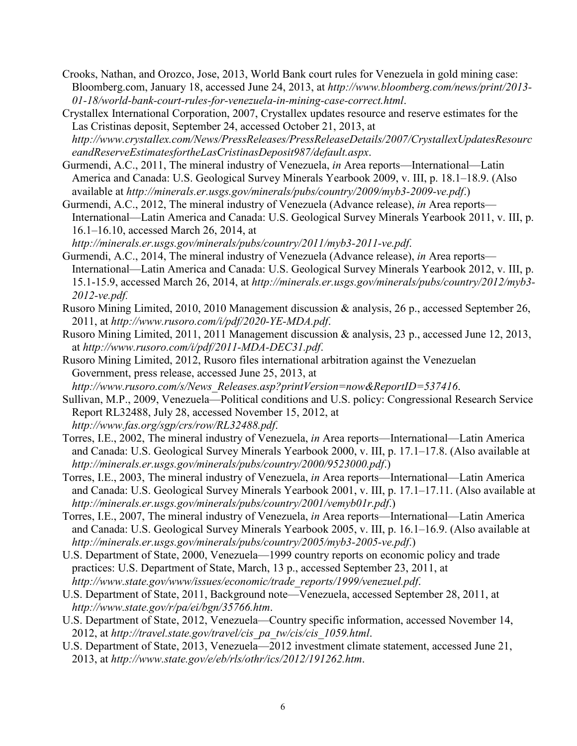Crooks, Nathan, and Orozco, Jose, 2013, World Bank court rules for Venezuela in gold mining case: Bloomberg.com, January 18, accessed June 24, 2013, at *http://www.bloomberg.com/news/print/2013-01-18/world-bank-court-rules-for-venezuela-in-mining-case-correct.html*.

Crystallex International Corporation, 2007, Crystallex updates resource and reserve estimates for the Las Cristinas deposit, September 24, accessed October 21, 2013, at *http://www.crystallex.com/News/PressReleases/PressReleaseDetails/2007/CrystallexUpdatesResourceandReserveEstimatesfortheLasCristinasDeposit987/default.aspx*.

Gurmendi, A.C., 2011, The mineral industry of Venezuela, *in* Area reports—International—Latin America and Canada: U.S. Geological Survey Minerals Yearbook 2009, v. III, p. 18.1–18.9. (Also available at *http://minerals.er.usgs.gov/minerals/pubs/country/2009/myb3-2009-ve.pdf*.)

Gurmendi, A.C., 2012, The mineral industry of Venezuela (Advance release), *in* Area reports—International—Latin America and Canada: U.S. Geological Survey Minerals Yearbook 2011, v. III, p. 16.1–16.10, accessed March 26, 2014, at *http://minerals.er.usgs.gov/minerals/pubs/country/2011/myb3-2011-ve.pdf*.

Gurmendi, A.C., 2014, The mineral industry of Venezuela (Advance release), *in* Area reports—International—Latin America and Canada: U.S. Geological Survey Minerals Yearbook 2012, v. III, p. 15.1-15.9, accessed March 26, 2014, at *http://minerals.er.usgs.gov/minerals/pubs/country/2012/myb3-2012-ve.pdf*.

Rusoro Mining Limited, 2010, 2010 Management discussion & analysis, 26 p., accessed September 26, 2011, at *http://www.rusoro.com/i/pdf/2020-YE-MDA.pdf*.

Rusoro Mining Limited, 2011, 2011 Management discussion & analysis, 23 p., accessed June 12, 2013, at *http://www.rusoro.com/i/pdf/2011-MDA-DEC31.pdf*.

Rusoro Mining Limited, 2012, Rusoro files international arbitration against the Venezuelan Government, press release, accessed June 25, 2013, at *http://www.rusoro.com/s/News_Releases.asp?printVersion=now&ReportID=537416*.

Sullivan, M.P., 2009, Venezuela—Political conditions and U.S. policy: Congressional Research Service Report RL32488, July 28, accessed November 15, 2012, at *http://www.fas.org/sgp/crs/row/RL32488.pdf*.

Torres, I.E., 2002, The mineral industry of Venezuela, *in* Area reports—International—Latin America and Canada: U.S. Geological Survey Minerals Yearbook 2000, v. III, p. 17.1–17.8. (Also available at *http://minerals.er.usgs.gov/minerals/pubs/country/2000/9523000.pdf*.)

Torres, I.E., 2003, The mineral industry of Venezuela, *in* Area reports—International—Latin America and Canada: U.S. Geological Survey Minerals Yearbook 2001, v. III, p. 17.1–17.11. (Also available at *http://minerals.er.usgs.gov/minerals/pubs/country/2001/vemyb01r.pdf*.)

Torres, I.E., 2007, The mineral industry of Venezuela, *in* Area reports—International—Latin America and Canada: U.S. Geological Survey Minerals Yearbook 2005, v. III, p. 16.1–16.9. (Also available at *http://minerals.er.usgs.gov/minerals/pubs/country/2005/myb3-2005-ve.pdf*.)

U.S. Department of State, 2000, Venezuela—1999 country reports on economic policy and trade practices: U.S. Department of State, March, 13 p., accessed September 23, 2011, at *http://www.state.gov/www/issues/economic/trade_reports/1999/venezuel.pdf*.

U.S. Department of State, 2011, Background note—Venezuela, accessed September 28, 2011, at *http://www.state.gov/r/pa/ei/bgn/35766.htm*.

U.S. Department of State, 2012, Venezuela—Country specific information, accessed November 14, 2012, at *http://travel.state.gov/travel/cis_pa_tw/cis/cis_1059.html*.

U.S. Department of State, 2013, Venezuela—2012 investment climate statement, accessed June 21, 2013, at *http://www.state.gov/e/eb/rls/othr/ics/2012/191262.htm*.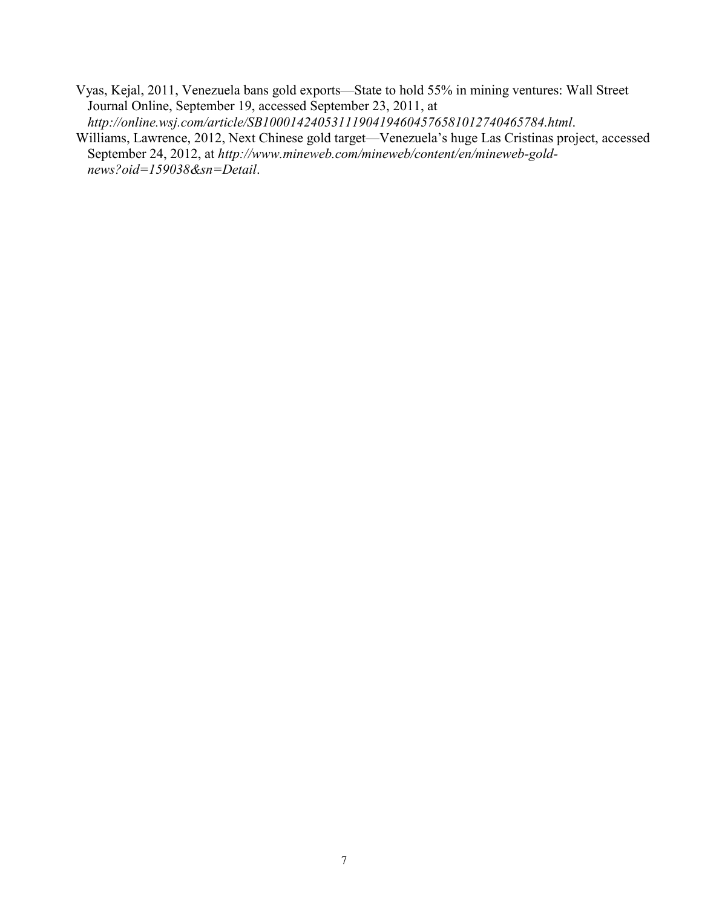Vyas, Kejal, 2011, Venezuela bans gold exports—State to hold 55% in mining ventures: Wall Street Journal Online, September 19, accessed September 23, 2011, at *http://online.wsj.com/article/SB10001424053111904194604576581012740465784.html*.

Williams, Lawrence, 2012, Next Chinese gold target—Venezuela's huge Las Cristinas project, accessed September 24, 2012, at *http://www.mineweb.com/mineweb/content/en/mineweb-gold-news?oid=159038&sn=Detail*.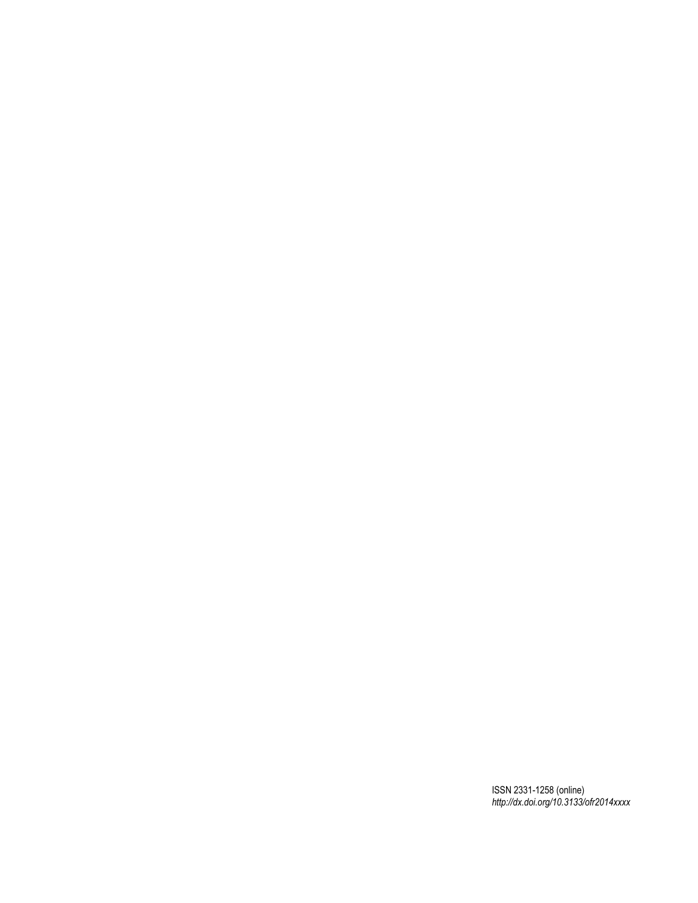ISSN 2331-1258 (online)
*http://dx.doi.org/10.3133/ofr2014xxxx*